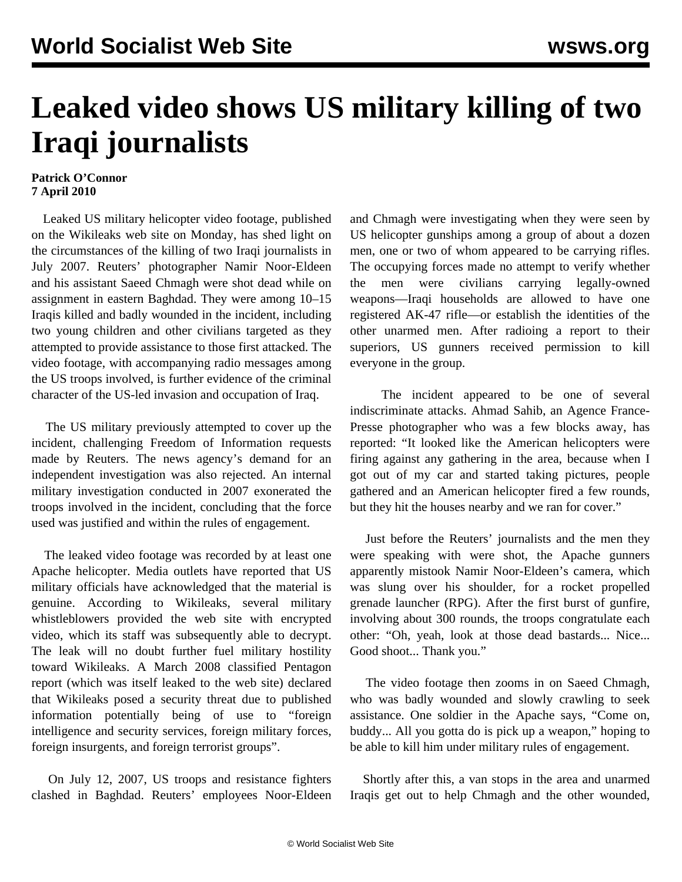# Leaked video shows US military killing of two Iraqi journalists

**Patrick O'Connor**
**7 April 2010**

Leaked US military helicopter video footage, published on the Wikileaks web site on Monday, has shed light on the circumstances of the killing of two Iraqi journalists in July 2007. Reuters' photographer Namir Noor-Eldeen and his assistant Saeed Chmagh were shot dead while on assignment in eastern Baghdad. They were among 10–15 Iraqis killed and badly wounded in the incident, including two young children and other civilians targeted as they attempted to provide assistance to those first attacked. The video footage, with accompanying radio messages among the US troops involved, is further evidence of the criminal character of the US-led invasion and occupation of Iraq.

The US military previously attempted to cover up the incident, challenging Freedom of Information requests made by Reuters. The news agency's demand for an independent investigation was also rejected. An internal military investigation conducted in 2007 exonerated the troops involved in the incident, concluding that the force used was justified and within the rules of engagement.

The leaked video footage was recorded by at least one Apache helicopter. Media outlets have reported that US military officials have acknowledged that the material is genuine. According to Wikileaks, several military whistleblowers provided the web site with encrypted video, which its staff was subsequently able to decrypt. The leak will no doubt further fuel military hostility toward Wikileaks. A March 2008 classified Pentagon report (which was itself leaked to the web site) declared that Wikileaks posed a security threat due to published information potentially being of use to "foreign intelligence and security services, foreign military forces, foreign insurgents, and foreign terrorist groups".

On July 12, 2007, US troops and resistance fighters clashed in Baghdad. Reuters' employees Noor-Eldeen and Chmagh were investigating when they were seen by US helicopter gunships among a group of about a dozen men, one or two of whom appeared to be carrying rifles. The occupying forces made no attempt to verify whether the men were civilians carrying legally-owned weapons—Iraqi households are allowed to have one registered AK-47 rifle—or establish the identities of the other unarmed men. After radioing a report to their superiors, US gunners received permission to kill everyone in the group.

The incident appeared to be one of several indiscriminate attacks. Ahmad Sahib, an Agence France-Presse photographer who was a few blocks away, has reported: "It looked like the American helicopters were firing against any gathering in the area, because when I got out of my car and started taking pictures, people gathered and an American helicopter fired a few rounds, but they hit the houses nearby and we ran for cover."

Just before the Reuters' journalists and the men they were speaking with were shot, the Apache gunners apparently mistook Namir Noor-Eldeen's camera, which was slung over his shoulder, for a rocket propelled grenade launcher (RPG). After the first burst of gunfire, involving about 300 rounds, the troops congratulate each other: "Oh, yeah, look at those dead bastards... Nice... Good shoot... Thank you."

The video footage then zooms in on Saeed Chmagh, who was badly wounded and slowly crawling to seek assistance. One soldier in the Apache says, "Come on, buddy... All you gotta do is pick up a weapon," hoping to be able to kill him under military rules of engagement.

Shortly after this, a van stops in the area and unarmed Iraqis get out to help Chmagh and the other wounded,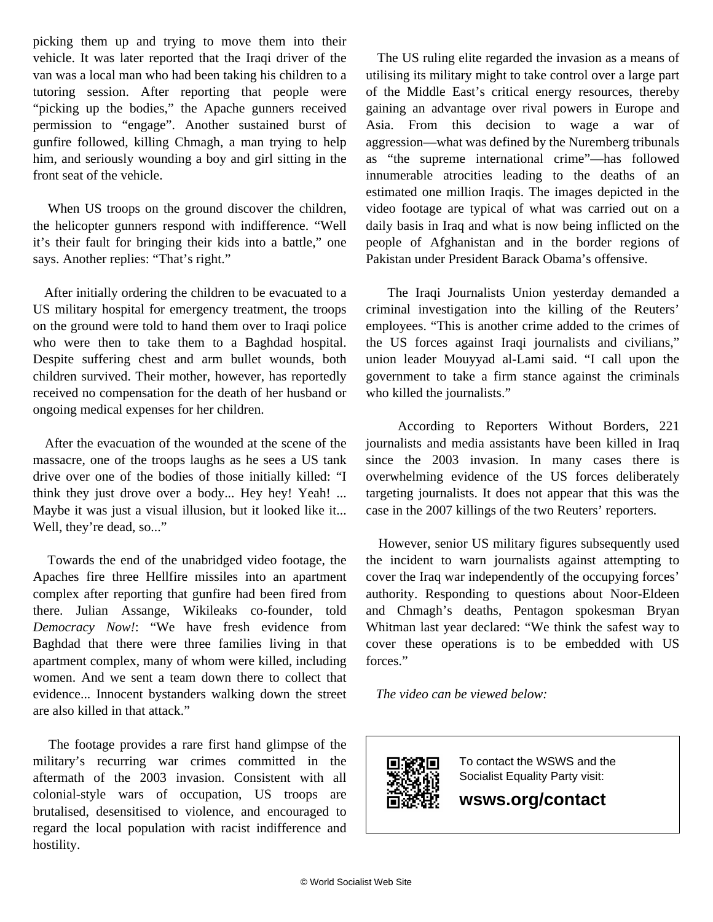picking them up and trying to move them into their vehicle. It was later reported that the Iraqi driver of the van was a local man who had been taking his children to a tutoring session. After reporting that people were "picking up the bodies," the Apache gunners received permission to "engage". Another sustained burst of gunfire followed, killing Chmagh, a man trying to help him, and seriously wounding a boy and girl sitting in the front seat of the vehicle.

When US troops on the ground discover the children, the helicopter gunners respond with indifference. "Well it's their fault for bringing their kids into a battle," one says. Another replies: "That's right."

After initially ordering the children to be evacuated to a US military hospital for emergency treatment, the troops on the ground were told to hand them over to Iraqi police who were then to take them to a Baghdad hospital. Despite suffering chest and arm bullet wounds, both children survived. Their mother, however, has reportedly received no compensation for the death of her husband or ongoing medical expenses for her children.

After the evacuation of the wounded at the scene of the massacre, one of the troops laughs as he sees a US tank drive over one of the bodies of those initially killed: "I think they just drove over a body... Hey hey! Yeah! ... Maybe it was just a visual illusion, but it looked like it... Well, they're dead, so..."

Towards the end of the unabridged video footage, the Apaches fire three Hellfire missiles into an apartment complex after reporting that gunfire had been fired from there. Julian Assange, Wikileaks co-founder, told *Democracy Now!*: "We have fresh evidence from Baghdad that there were three families living in that apartment complex, many of whom were killed, including women. And we sent a team down there to collect that evidence... Innocent bystanders walking down the street are also killed in that attack."

The footage provides a rare first hand glimpse of the military's recurring war crimes committed in the aftermath of the 2003 invasion. Consistent with all colonial-style wars of occupation, US troops are brutalised, desensitised to violence, and encouraged to regard the local population with racist indifference and hostility.

The US ruling elite regarded the invasion as a means of utilising its military might to take control over a large part of the Middle East's critical energy resources, thereby gaining an advantage over rival powers in Europe and Asia. From this decision to wage a war of aggression—what was defined by the Nuremberg tribunals as "the supreme international crime"—has followed innumerable atrocities leading to the deaths of an estimated one million Iraqis. The images depicted in the video footage are typical of what was carried out on a daily basis in Iraq and what is now being inflicted on the people of Afghanistan and in the border regions of Pakistan under President Barack Obama's offensive.

The Iraqi Journalists Union yesterday demanded a criminal investigation into the killing of the Reuters' employees. "This is another crime added to the crimes of the US forces against Iraqi journalists and civilians," union leader Mouyyad al-Lami said. "I call upon the government to take a firm stance against the criminals who killed the journalists."

According to Reporters Without Borders, 221 journalists and media assistants have been killed in Iraq since the 2003 invasion. In many cases there is overwhelming evidence of the US forces deliberately targeting journalists. It does not appear that this was the case in the 2007 killings of the two Reuters' reporters.

However, senior US military figures subsequently used the incident to warn journalists against attempting to cover the Iraq war independently of the occupying forces' authority. Responding to questions about Noor-Eldeen and Chmagh's deaths, Pentagon spokesman Bryan Whitman last year declared: "We think the safest way to cover these operations is to be embedded with US forces."

*The video can be viewed below:*

To contact the WSWS and the Socialist Equality Party visit:

**wsws.org/contact**